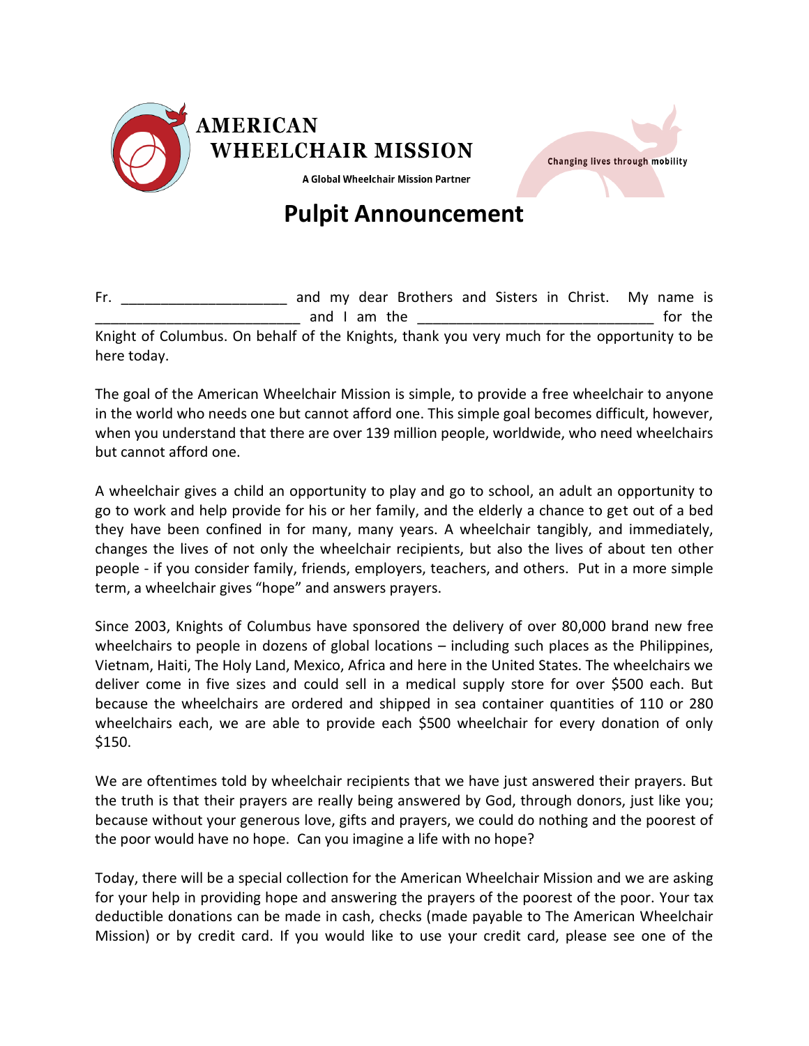AMERICAN WHEELCHAIR MISSION

A Global Wheelchair Mission Partner

Changing lives through mobility

# Pulpit Announcement

Fr. ____________________ and my dear Brothers and Sisters in Christ. My name is _________________________ and I am the _____________________________ for the Knight of Columbus. On behalf of the Knights, thank you very much for the opportunity to be here today.

The goal of the American Wheelchair Mission is simple, to provide a free wheelchair to anyone in the world who needs one but cannot afford one. This simple goal becomes difficult, however, when you understand that there are over 139 million people, worldwide, who need wheelchairs but cannot afford one.

A wheelchair gives a child an opportunity to play and go to school, an adult an opportunity to go to work and help provide for his or her family, and the elderly a chance to get out of a bed they have been confined in for many, many years. A wheelchair tangibly, and immediately, changes the lives of not only the wheelchair recipients, but also the lives of about ten other people - if you consider family, friends, employers, teachers, and others. Put in a more simple term, a wheelchair gives "hope" and answers prayers.

Since 2003, Knights of Columbus have sponsored the delivery of over 80,000 brand new free wheelchairs to people in dozens of global locations – including such places as the Philippines, Vietnam, Haiti, The Holy Land, Mexico, Africa and here in the United States. The wheelchairs we deliver come in five sizes and could sell in a medical supply store for over $500 each. But because the wheelchairs are ordered and shipped in sea container quantities of 110 or 280 wheelchairs each, we are able to provide each $500 wheelchair for every donation of only $150.

We are oftentimes told by wheelchair recipients that we have just answered their prayers. But the truth is that their prayers are really being answered by God, through donors, just like you; because without your generous love, gifts and prayers, we could do nothing and the poorest of the poor would have no hope. Can you imagine a life with no hope?

Today, there will be a special collection for the American Wheelchair Mission and we are asking for your help in providing hope and answering the prayers of the poorest of the poor. Your tax deductible donations can be made in cash, checks (made payable to The American Wheelchair Mission) or by credit card. If you would like to use your credit card, please see one of the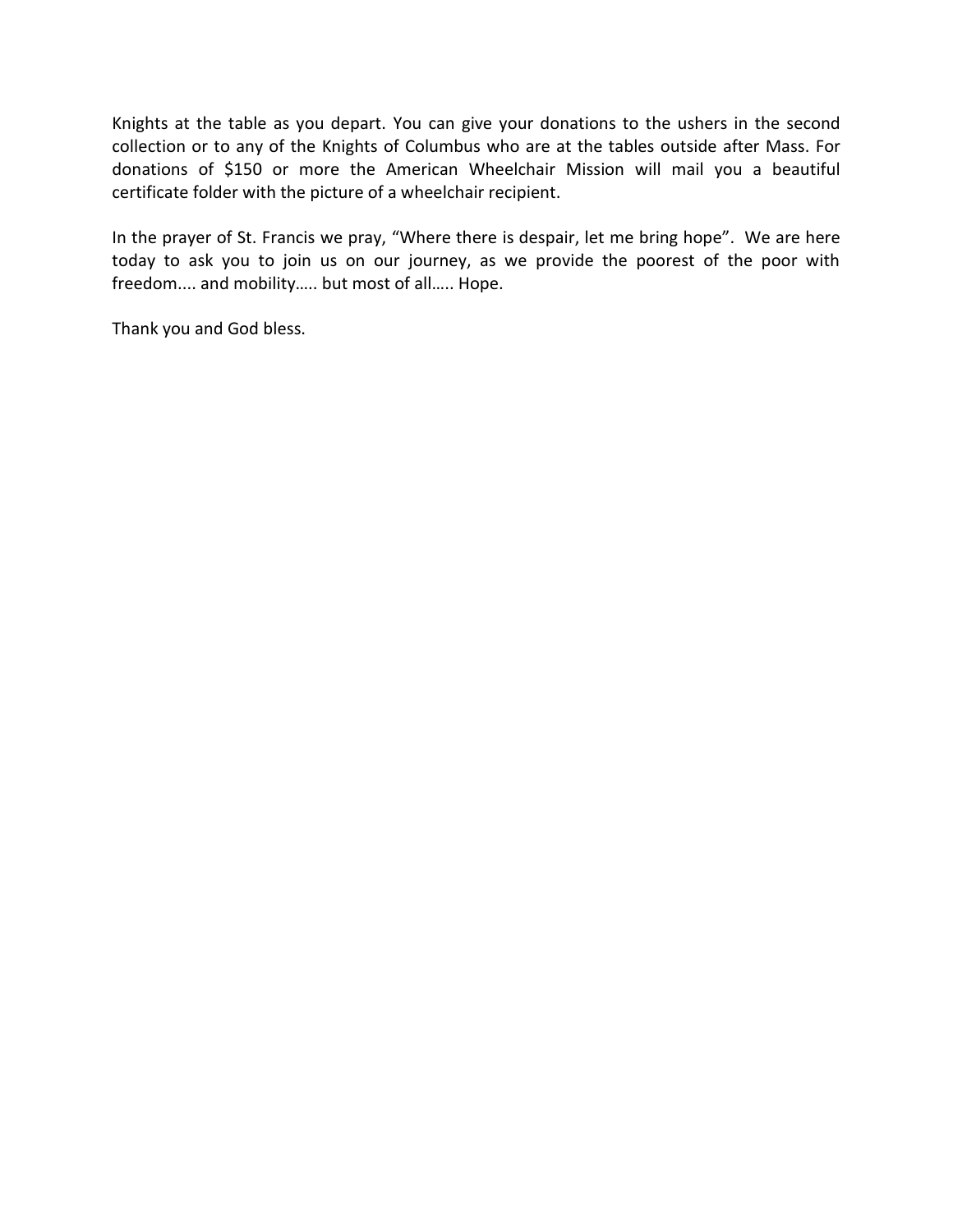Knights at the table as you depart. You can give your donations to the ushers in the second collection or to any of the Knights of Columbus who are at the tables outside after Mass. For donations of $150 or more the American Wheelchair Mission will mail you a beautiful certificate folder with the picture of a wheelchair recipient.

In the prayer of St. Francis we pray, “Where there is despair, let me bring hope”. We are here today to ask you to join us on our journey, as we provide the poorest of the poor with freedom.... and mobility….. but most of all….. Hope.

Thank you and God bless.